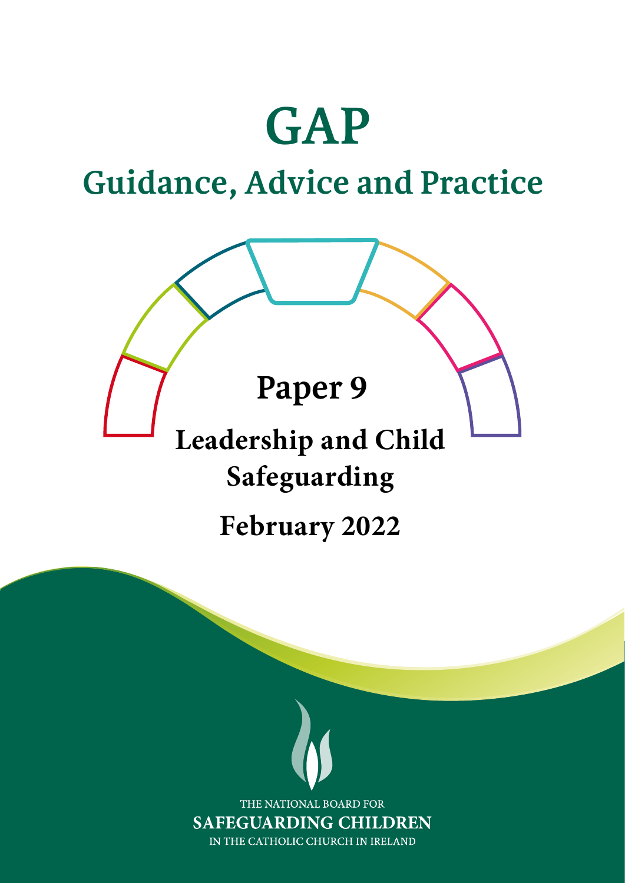# GAP

## Guidance, Advice and Practice

## Paper 9

## Leadership and Child Safeguarding

**February 2022**

THE NATIONAL BOARD FOR
**SAFEGUARDING CHILDREN**
IN THE CATHOLIC CHURCH IN IRELAND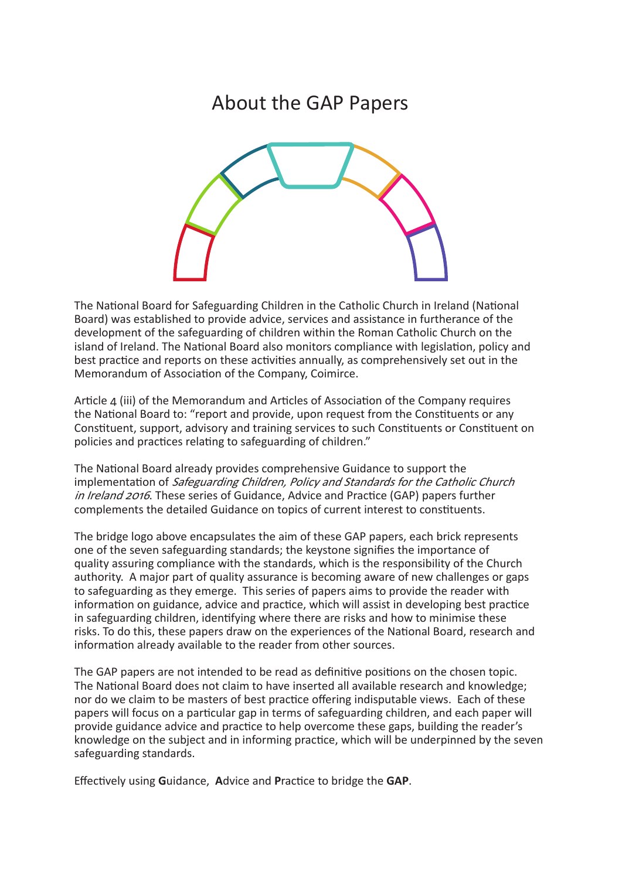# About the GAP Papers

The National Board for Safeguarding Children in the Catholic Church in Ireland (National Board) was established to provide advice, services and assistance in furtherance of the development of the safeguarding of children within the Roman Catholic Church on the island of Ireland. The National Board also monitors compliance with legislation, policy and best practice and reports on these activities annually, as comprehensively set out in the Memorandum of Association of the Company, Coimirce.

Article 4 (iii) of the Memorandum and Articles of Association of the Company requires the National Board to: "report and provide, upon request from the Constituents or any Constituent, support, advisory and training services to such Constituents or Constituent on policies and practices relating to safeguarding of children."

The National Board already provides comprehensive Guidance to support the implementation of *Safeguarding Children, Policy and Standards for the Catholic Church in Ireland 2016*. These series of Guidance, Advice and Practice (GAP) papers further complements the detailed Guidance on topics of current interest to constituents.

The bridge logo above encapsulates the aim of these GAP papers, each brick represents one of the seven safeguarding standards; the keystone signifies the importance of quality assuring compliance with the standards, which is the responsibility of the Church authority. A major part of quality assurance is becoming aware of new challenges or gaps to safeguarding as they emerge. This series of papers aims to provide the reader with information on guidance, advice and practice, which will assist in developing best practice in safeguarding children, identifying where there are risks and how to minimise these risks. To do this, these papers draw on the experiences of the National Board, research and information already available to the reader from other sources.

The GAP papers are not intended to be read as definitive positions on the chosen topic. The National Board does not claim to have inserted all available research and knowledge; nor do we claim to be masters of best practice offering indisputable views. Each of these papers will focus on a particular gap in terms of safeguarding children, and each paper will provide guidance advice and practice to help overcome these gaps, building the reader's knowledge on the subject and in informing practice, which will be underpinned by the seven safeguarding standards.

Effectively using **G**uidance, **A**dvice and **P**ractice to bridge the **GAP**.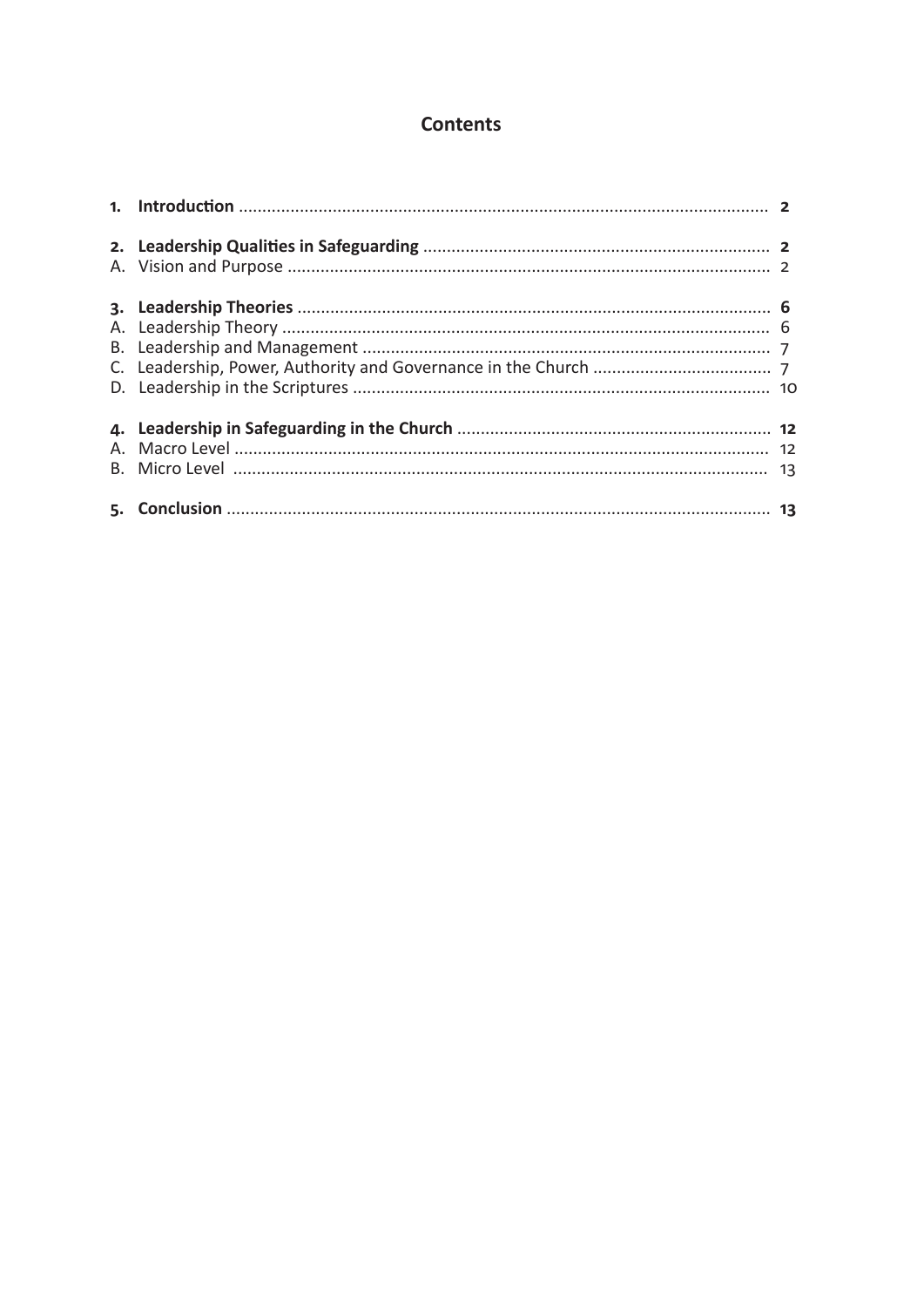# Contents

**1. Introduction** ........ **2**

**2. Leadership Qualities in Safeguarding** ........ **2**
A. Vision and Purpose ........ 2

**3. Leadership Theories** ........ **6**
A. Leadership Theory ........ 6
B. Leadership and Management ........ 7
C. Leadership, Power, Authority and Governance in the Church ........ 7
D. Leadership in the Scriptures ........ 10

**4. Leadership in Safeguarding in the Church** ........ **12**
A. Macro Level ........ 12
B. Micro Level ........ 13

**5. Conclusion** ........ **13**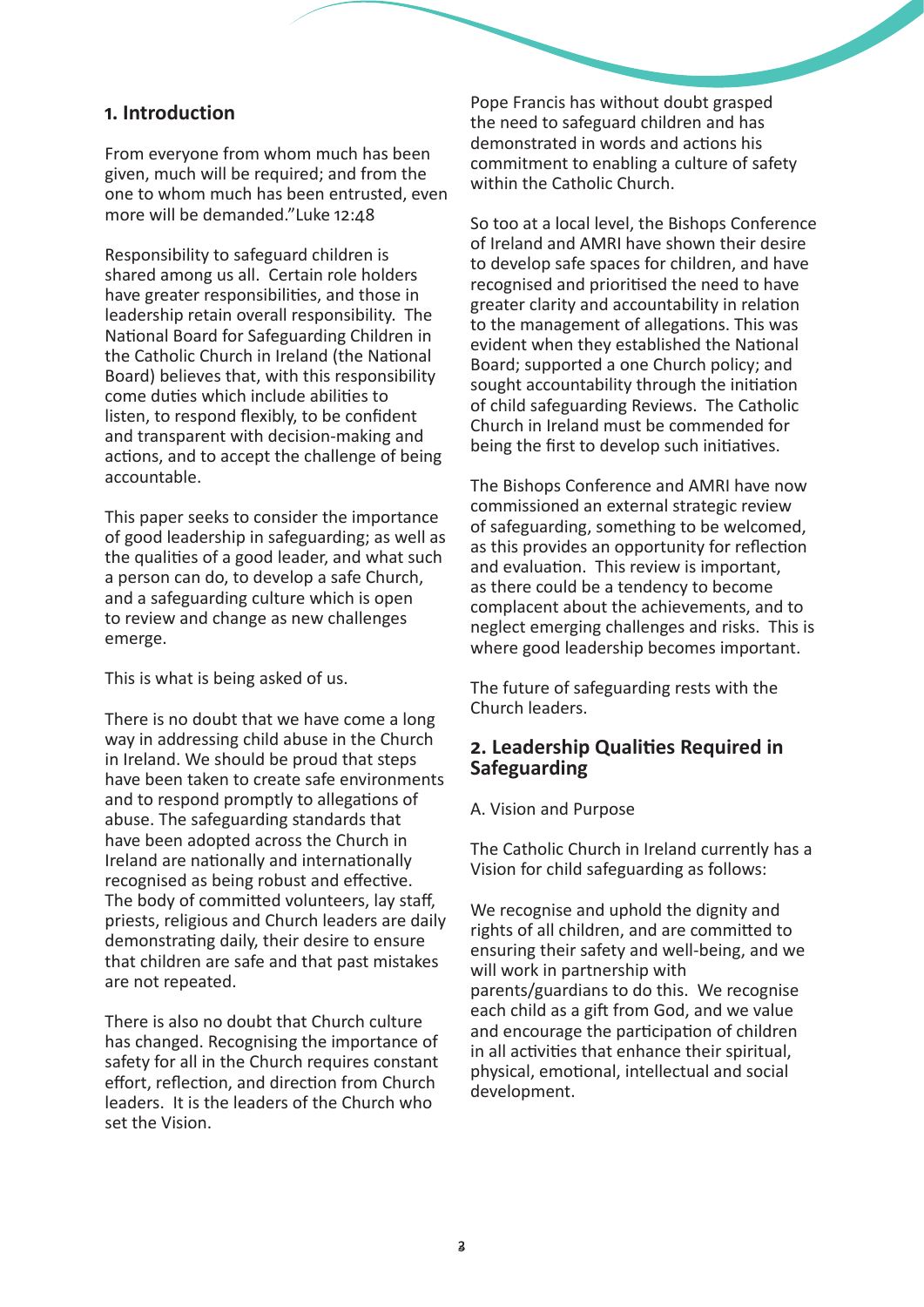## 1. Introduction

From everyone from whom much has been given, much will be required; and from the one to whom much has been entrusted, even more will be demanded."Luke 12:48

Responsibility to safeguard children is shared among us all. Certain role holders have greater responsibilities, and those in leadership retain overall responsibility. The National Board for Safeguarding Children in the Catholic Church in Ireland (the National Board) believes that, with this responsibility come duties which include abilities to listen, to respond flexibly, to be confident and transparent with decision-making and actions, and to accept the challenge of being accountable.

This paper seeks to consider the importance of good leadership in safeguarding; as well as the qualities of a good leader, and what such a person can do, to develop a safe Church, and a safeguarding culture which is open to review and change as new challenges emerge.

This is what is being asked of us.

There is no doubt that we have come a long way in addressing child abuse in the Church in Ireland. We should be proud that steps have been taken to create safe environments and to respond promptly to allegations of abuse. The safeguarding standards that have been adopted across the Church in Ireland are nationally and internationally recognised as being robust and effective. The body of committed volunteers, lay staff, priests, religious and Church leaders are daily demonstrating daily, their desire to ensure that children are safe and that past mistakes are not repeated.

There is also no doubt that Church culture has changed. Recognising the importance of safety for all in the Church requires constant effort, reflection, and direction from Church leaders. It is the leaders of the Church who set the Vision.

Pope Francis has without doubt grasped the need to safeguard children and has demonstrated in words and actions his commitment to enabling a culture of safety within the Catholic Church.

So too at a local level, the Bishops Conference of Ireland and AMRI have shown their desire to develop safe spaces for children, and have recognised and prioritised the need to have greater clarity and accountability in relation to the management of allegations. This was evident when they established the National Board; supported a one Church policy; and sought accountability through the initiation of child safeguarding Reviews. The Catholic Church in Ireland must be commended for being the first to develop such initiatives.

The Bishops Conference and AMRI have now commissioned an external strategic review of safeguarding, something to be welcomed, as this provides an opportunity for reflection and evaluation. This review is important, as there could be a tendency to become complacent about the achievements, and to neglect emerging challenges and risks. This is where good leadership becomes important.

The future of safeguarding rests with the Church leaders.

## 2. Leadership Qualities Required in Safeguarding

A. Vision and Purpose

The Catholic Church in Ireland currently has a Vision for child safeguarding as follows:

We recognise and uphold the dignity and rights of all children, and are committed to ensuring their safety and well-being, and we will work in partnership with parents/guardians to do this. We recognise each child as a gift from God, and we value and encourage the participation of children in all activities that enhance their spiritual, physical, emotional, intellectual and social development.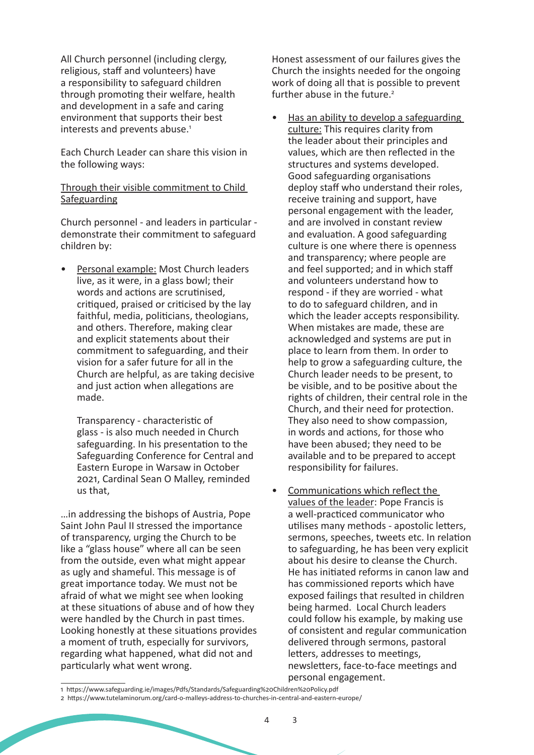All Church personnel (including clergy, religious, staff and volunteers) have a responsibility to safeguard children through promoting their welfare, health and development in a safe and caring environment that supports their best interests and prevents abuse.[1]

Each Church Leader can share this vision in the following ways:

<u>Through their visible commitment to Child Safeguarding</u>

Church personnel - and leaders in particular - demonstrate their commitment to safeguard children by:

- <u>Personal example:</u> Most Church leaders live, as it were, in a glass bowl; their words and actions are scrutinised, critiqued, praised or criticised by the lay faithful, media, politicians, theologians, and others. Therefore, making clear and explicit statements about their commitment to safeguarding, and their vision for a safer future for all in the Church are helpful, as are taking decisive and just action when allegations are made.

  Transparency - characteristic of glass - is also much needed in Church safeguarding. In his presentation to the Safeguarding Conference for Central and Eastern Europe in Warsaw in October 2021, Cardinal Sean O Malley, reminded us that,

…in addressing the bishops of Austria, Pope Saint John Paul II stressed the importance of transparency, urging the Church to be like a "glass house" where all can be seen from the outside, even what might appear as ugly and shameful. This message is of great importance today. We must not be afraid of what we might see when looking at these situations of abuse and of how they were handled by the Church in past times. Looking honestly at these situations provides a moment of truth, especially for survivors, regarding what happened, what did not and particularly what went wrong. Honest assessment of our failures gives the Church the insights needed for the ongoing work of doing all that is possible to prevent further abuse in the future.[2]

- <u>Has an ability to develop a safeguarding culture:</u> This requires clarity from the leader about their principles and values, which are then reflected in the structures and systems developed. Good safeguarding organisations deploy staff who understand their roles, receive training and support, have personal engagement with the leader, and are involved in constant review and evaluation. A good safeguarding culture is one where there is openness and transparency; where people are and feel supported; and in which staff and volunteers understand how to respond - if they are worried - what to do to safeguard children, and in which the leader accepts responsibility. When mistakes are made, these are acknowledged and systems are put in place to learn from them. In order to help to grow a safeguarding culture, the Church leader needs to be present, to be visible, and to be positive about the rights of children, their central role in the Church, and their need for protection. They also need to show compassion, in words and actions, for those who have been abused; they need to be available and to be prepared to accept responsibility for failures.

- <u>Communications which reflect the values of the leader</u>: Pope Francis is a well-practiced communicator who utilises many methods - apostolic letters, sermons, speeches, tweets etc. In relation to safeguarding, he has been very explicit about his desire to cleanse the Church. He has initiated reforms in canon law and has commissioned reports which have exposed failings that resulted in children being harmed. Local Church leaders could follow his example, by making use of consistent and regular communication delivered through sermons, pastoral letters, addresses to meetings, newsletters, face-to-face meetings and personal engagement.

---

1 https://www.safeguarding.ie/images/Pdfs/Standards/Safeguarding%20Children%20Policy.pdf

2 https://www.tutelaminorum.org/card-o-malleys-address-to-churches-in-central-and-eastern-europe/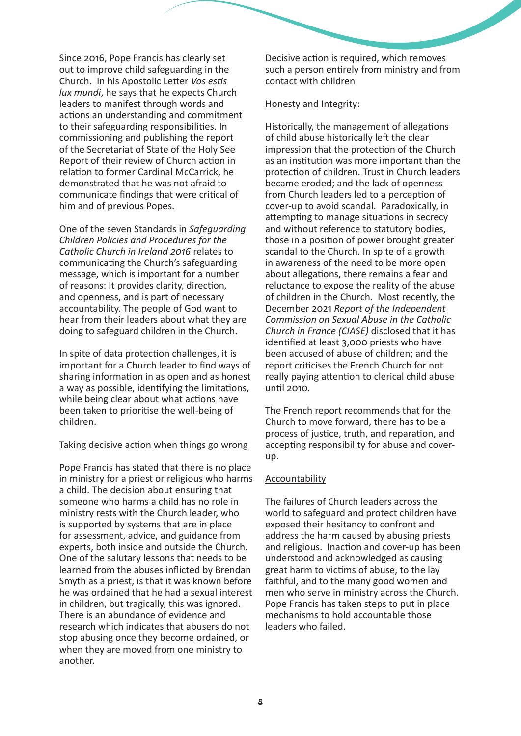Since 2016, Pope Francis has clearly set out to improve child safeguarding in the Church. In his Apostolic Letter *Vos estis lux mundi*, he says that he expects Church leaders to manifest through words and actions an understanding and commitment to their safeguarding responsibilities. In commissioning and publishing the report of the Secretariat of State of the Holy See Report of their review of Church action in relation to former Cardinal McCarrick, he demonstrated that he was not afraid to communicate findings that were critical of him and of previous Popes.

One of the seven Standards in *Safeguarding Children Policies and Procedures for the Catholic Church in Ireland 2016* relates to communicating the Church's safeguarding message, which is important for a number of reasons: It provides clarity, direction, and openness, and is part of necessary accountability. The people of God want to hear from their leaders about what they are doing to safeguard children in the Church.

In spite of data protection challenges, it is important for a Church leader to find ways of sharing information in as open and as honest a way as possible, identifying the limitations, while being clear about what actions have been taken to prioritise the well-being of children.

Taking decisive action when things go wrong

Pope Francis has stated that there is no place in ministry for a priest or religious who harms a child. The decision about ensuring that someone who harms a child has no role in ministry rests with the Church leader, who is supported by systems that are in place for assessment, advice, and guidance from experts, both inside and outside the Church. One of the salutary lessons that needs to be learned from the abuses inflicted by Brendan Smyth as a priest, is that it was known before he was ordained that he had a sexual interest in children, but tragically, this was ignored. There is an abundance of evidence and research which indicates that abusers do not stop abusing once they become ordained, or when they are moved from one ministry to another.

Decisive action is required, which removes such a person entirely from ministry and from contact with children

Honesty and Integrity:

Historically, the management of allegations of child abuse historically left the clear impression that the protection of the Church as an institution was more important than the protection of children. Trust in Church leaders became eroded; and the lack of openness from Church leaders led to a perception of cover-up to avoid scandal. Paradoxically, in attempting to manage situations in secrecy and without reference to statutory bodies, those in a position of power brought greater scandal to the Church. In spite of a growth in awareness of the need to be more open about allegations, there remains a fear and reluctance to expose the reality of the abuse of children in the Church. Most recently, the December 2021 *Report of the Independent Commission on Sexual Abuse in the Catholic Church in France (CIASE)* disclosed that it has identified at least 3,000 priests who have been accused of abuse of children; and the report criticises the French Church for not really paying attention to clerical child abuse until 2010.

The French report recommends that for the Church to move forward, there has to be a process of justice, truth, and reparation, and accepting responsibility for abuse and cover-up.

Accountability

The failures of Church leaders across the world to safeguard and protect children have exposed their hesitancy to confront and address the harm caused by abusing priests and religious. Inaction and cover-up has been understood and acknowledged as causing great harm to victims of abuse, to the lay faithful, and to the many good women and men who serve in ministry across the Church. Pope Francis has taken steps to put in place mechanisms to hold accountable those leaders who failed.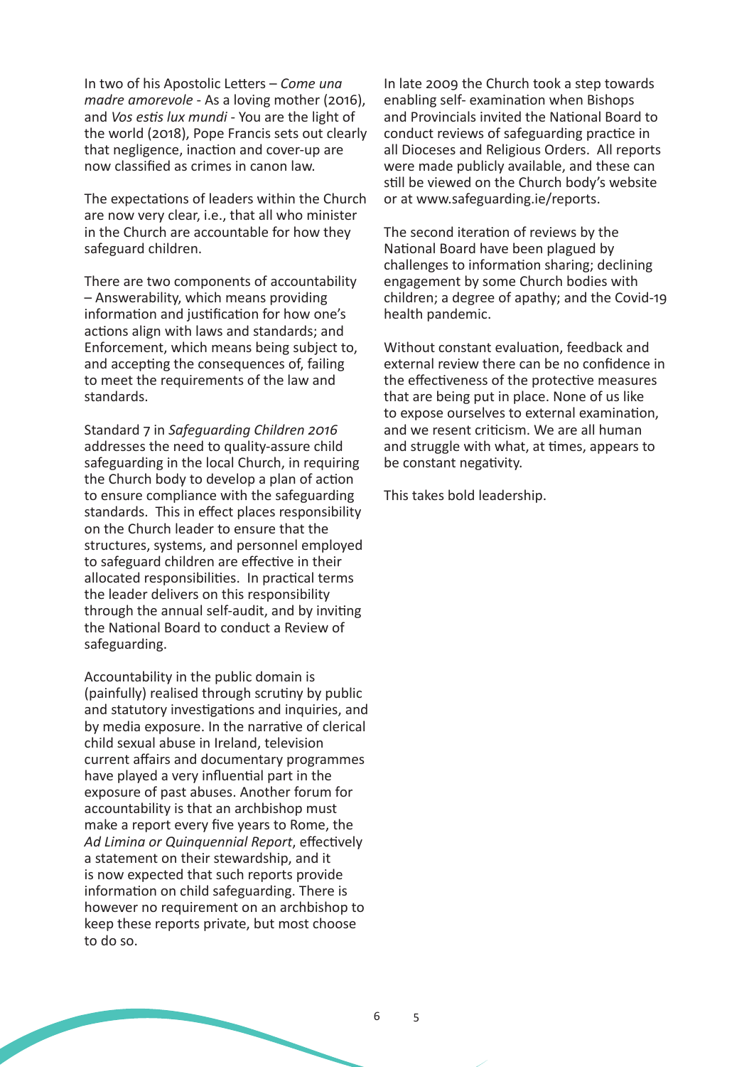In two of his Apostolic Letters – *Come una madre amorevole* - As a loving mother (2016), and *Vos estis lux mundi* - You are the light of the world (2018), Pope Francis sets out clearly that negligence, inaction and cover-up are now classified as crimes in canon law.

The expectations of leaders within the Church are now very clear, i.e., that all who minister in the Church are accountable for how they safeguard children.

There are two components of accountability – Answerability, which means providing information and justification for how one's actions align with laws and standards; and Enforcement, which means being subject to, and accepting the consequences of, failing to meet the requirements of the law and standards.

Standard 7 in *Safeguarding Children 2016* addresses the need to quality-assure child safeguarding in the local Church, in requiring the Church body to develop a plan of action to ensure compliance with the safeguarding standards. This in effect places responsibility on the Church leader to ensure that the structures, systems, and personnel employed to safeguard children are effective in their allocated responsibilities. In practical terms the leader delivers on this responsibility through the annual self-audit, and by inviting the National Board to conduct a Review of safeguarding.

Accountability in the public domain is (painfully) realised through scrutiny by public and statutory investigations and inquiries, and by media exposure. In the narrative of clerical child sexual abuse in Ireland, television current affairs and documentary programmes have played a very influential part in the exposure of past abuses. Another forum for accountability is that an archbishop must make a report every five years to Rome, the *Ad Limina or Quinquennial Report*, effectively a statement on their stewardship, and it is now expected that such reports provide information on child safeguarding. There is however no requirement on an archbishop to keep these reports private, but most choose to do so.

In late 2009 the Church took a step towards enabling self- examination when Bishops and Provincials invited the National Board to conduct reviews of safeguarding practice in all Dioceses and Religious Orders. All reports were made publicly available, and these can still be viewed on the Church body's website or at www.safeguarding.ie/reports.

The second iteration of reviews by the National Board have been plagued by challenges to information sharing; declining engagement by some Church bodies with children; a degree of apathy; and the Covid-19 health pandemic.

Without constant evaluation, feedback and external review there can be no confidence in the effectiveness of the protective measures that are being put in place. None of us like to expose ourselves to external examination, and we resent criticism. We are all human and struggle with what, at times, appears to be constant negativity.

This takes bold leadership.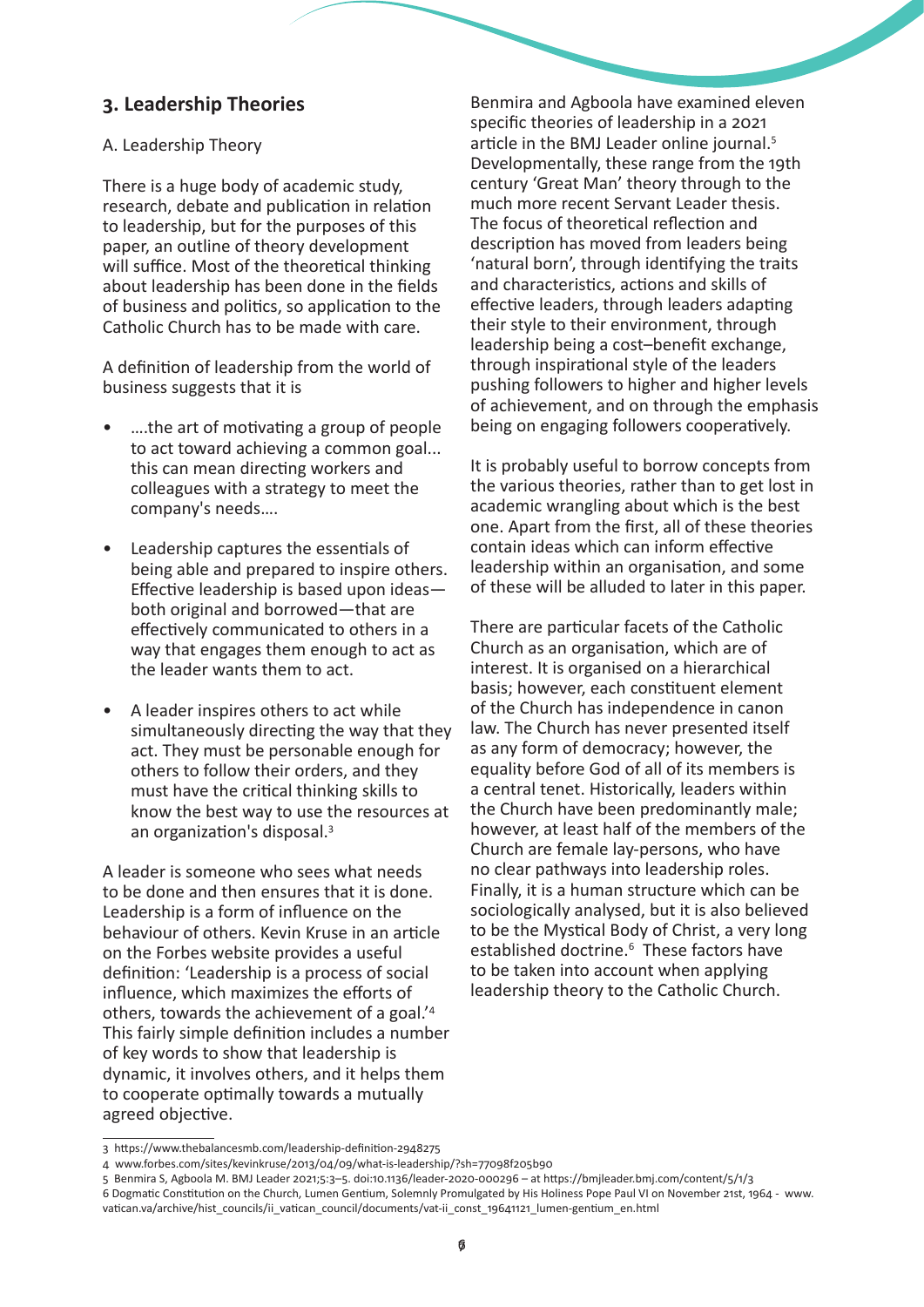## 3. Leadership Theories

A. Leadership Theory

There is a huge body of academic study, research, debate and publication in relation to leadership, but for the purposes of this paper, an outline of theory development will suffice. Most of the theoretical thinking about leadership has been done in the fields of business and politics, so application to the Catholic Church has to be made with care.

A definition of leadership from the world of business suggests that it is

- ....the art of motivating a group of people to act toward achieving a common goal... this can mean directing workers and colleagues with a strategy to meet the company's needs....
- Leadership captures the essentials of being able and prepared to inspire others. Effective leadership is based upon ideas—both original and borrowed—that are effectively communicated to others in a way that engages them enough to act as the leader wants them to act.
- A leader inspires others to act while simultaneously directing the way that they act. They must be personable enough for others to follow their orders, and they must have the critical thinking skills to know the best way to use the resources at an organization's disposal.[3]

A leader is someone who sees what needs to be done and then ensures that it is done. Leadership is a form of influence on the behaviour of others. Kevin Kruse in an article on the Forbes website provides a useful definition: 'Leadership is a process of social influence, which maximizes the efforts of others, towards the achievement of a goal.'[4] This fairly simple definition includes a number of key words to show that leadership is dynamic, it involves others, and it helps them to cooperate optimally towards a mutually agreed objective.

Benmira and Agboola have examined eleven specific theories of leadership in a 2021 article in the BMJ Leader online journal.[5] Developmentally, these range from the 19th century 'Great Man' theory through to the much more recent Servant Leader thesis. The focus of theoretical reflection and description has moved from leaders being 'natural born', through identifying the traits and characteristics, actions and skills of effective leaders, through leaders adapting their style to their environment, through leadership being a cost–benefit exchange, through inspirational style of the leaders pushing followers to higher and higher levels of achievement, and on through the emphasis being on engaging followers cooperatively.

It is probably useful to borrow concepts from the various theories, rather than to get lost in academic wrangling about which is the best one. Apart from the first, all of these theories contain ideas which can inform effective leadership within an organisation, and some of these will be alluded to later in this paper.

There are particular facets of the Catholic Church as an organisation, which are of interest. It is organised on a hierarchical basis; however, each constituent element of the Church has independence in canon law. The Church has never presented itself as any form of democracy; however, the equality before God of all of its members is a central tenet. Historically, leaders within the Church have been predominantly male; however, at least half of the members of the Church are female lay-persons, who have no clear pathways into leadership roles. Finally, it is a human structure which can be sociologically analysed, but it is also believed to be the Mystical Body of Christ, a very long established doctrine.[6] These factors have to be taken into account when applying leadership theory to the Catholic Church.

---

3 https://www.thebalancesmb.com/leadership-definition-2948275

4 www.forbes.com/sites/kevinkruse/2013/04/09/what-is-leadership/?sh=77098f205b90

5 Benmira S, Agboola M. BMJ Leader 2021;5:3–5. doi:10.1136/leader-2020-000296 – at https://bmjleader.bmj.com/content/5/1/3

6 Dogmatic Constitution on the Church, Lumen Gentium, Solemnly Promulgated by His Holiness Pope Paul VI on November 21st, 1964 - www.vatican.va/archive/hist_councils/ii_vatican_council/documents/vat-ii_const_19641121_lumen-gentium_en.html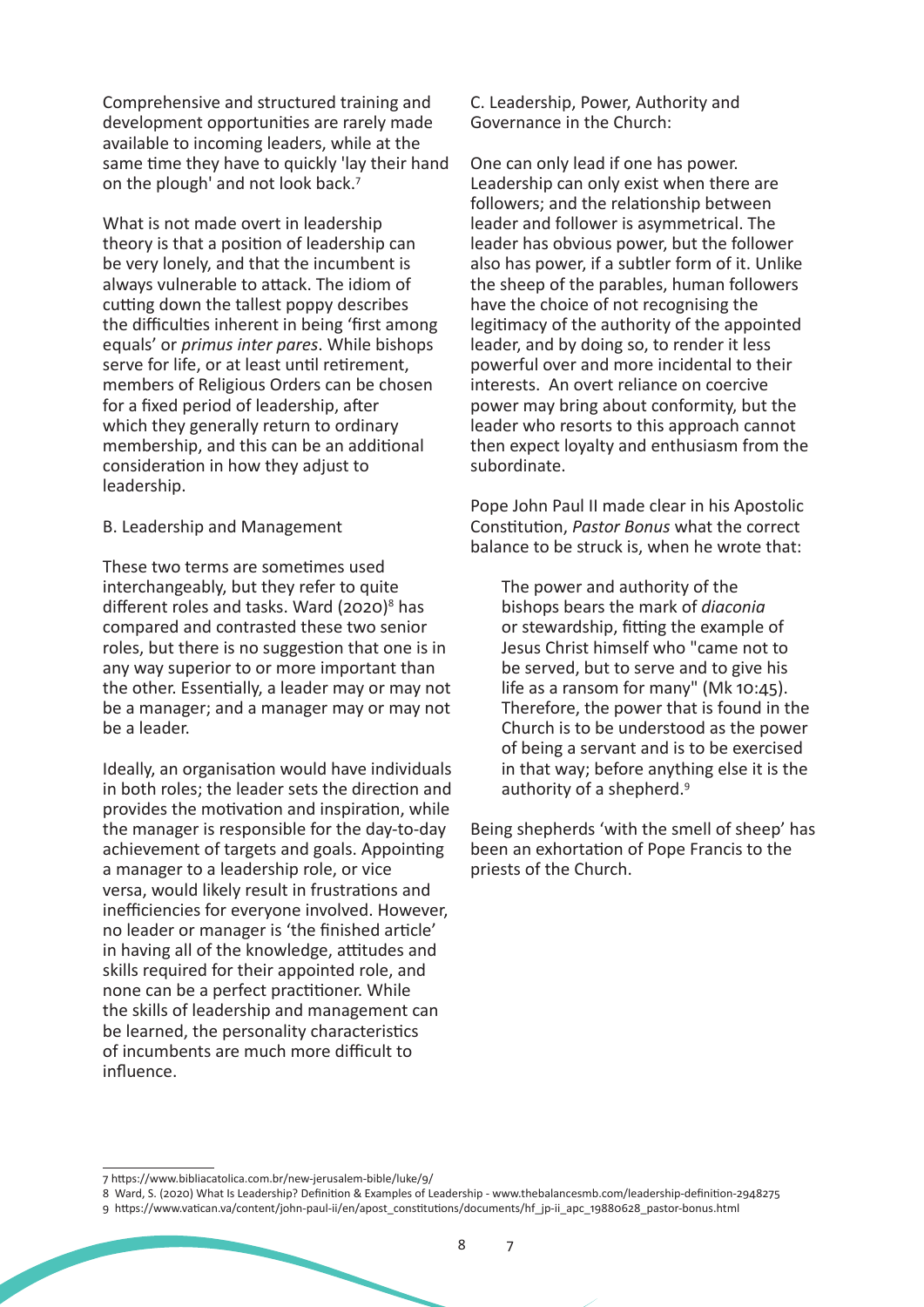Comprehensive and structured training and development opportunities are rarely made available to incoming leaders, while at the same time they have to quickly 'lay their hand on the plough' and not look back.[7]

What is not made overt in leadership theory is that a position of leadership can be very lonely, and that the incumbent is always vulnerable to attack. The idiom of cutting down the tallest poppy describes the difficulties inherent in being 'first among equals' or *primus inter pares*. While bishops serve for life, or at least until retirement, members of Religious Orders can be chosen for a fixed period of leadership, after which they generally return to ordinary membership, and this can be an additional consideration in how they adjust to leadership.

## B. Leadership and Management

These two terms are sometimes used interchangeably, but they refer to quite different roles and tasks. Ward (2020)[8] has compared and contrasted these two senior roles, but there is no suggestion that one is in any way superior to or more important than the other. Essentially, a leader may or may not be a manager; and a manager may or may not be a leader.

Ideally, an organisation would have individuals in both roles; the leader sets the direction and provides the motivation and inspiration, while the manager is responsible for the day-to-day achievement of targets and goals. Appointing a manager to a leadership role, or vice versa, would likely result in frustrations and inefficiencies for everyone involved. However, no leader or manager is 'the finished article' in having all of the knowledge, attitudes and skills required for their appointed role, and none can be a perfect practitioner. While the skills of leadership and management can be learned, the personality characteristics of incumbents are much more difficult to influence.

## C. Leadership, Power, Authority and Governance in the Church:

One can only lead if one has power. Leadership can only exist when there are followers; and the relationship between leader and follower is asymmetrical. The leader has obvious power, but the follower also has power, if a subtler form of it. Unlike the sheep of the parables, human followers have the choice of not recognising the legitimacy of the authority of the appointed leader, and by doing so, to render it less powerful over and more incidental to their interests. An overt reliance on coercive power may bring about conformity, but the leader who resorts to this approach cannot then expect loyalty and enthusiasm from the subordinate.

Pope John Paul II made clear in his Apostolic Constitution, *Pastor Bonus* what the correct balance to be struck is, when he wrote that:

> The power and authority of the bishops bears the mark of *diaconia* or stewardship, fitting the example of Jesus Christ himself who "came not to be served, but to serve and to give his life as a ransom for many" (Mk 10:45). Therefore, the power that is found in the Church is to be understood as the power of being a servant and is to be exercised in that way; before anything else it is the authority of a shepherd.[9]

Being shepherds 'with the smell of sheep' has been an exhortation of Pope Francis to the priests of the Church.

---

7 https://www.bibliacatolica.com.br/new-jerusalem-bible/luke/9/

8 Ward, S. (2020) What Is Leadership? Definition & Examples of Leadership - www.thebalancesmb.com/leadership-definition-2948275

9 https://www.vatican.va/content/john-paul-ii/en/apost_constitutions/documents/hf_jp-ii_apc_19880628_pastor-bonus.html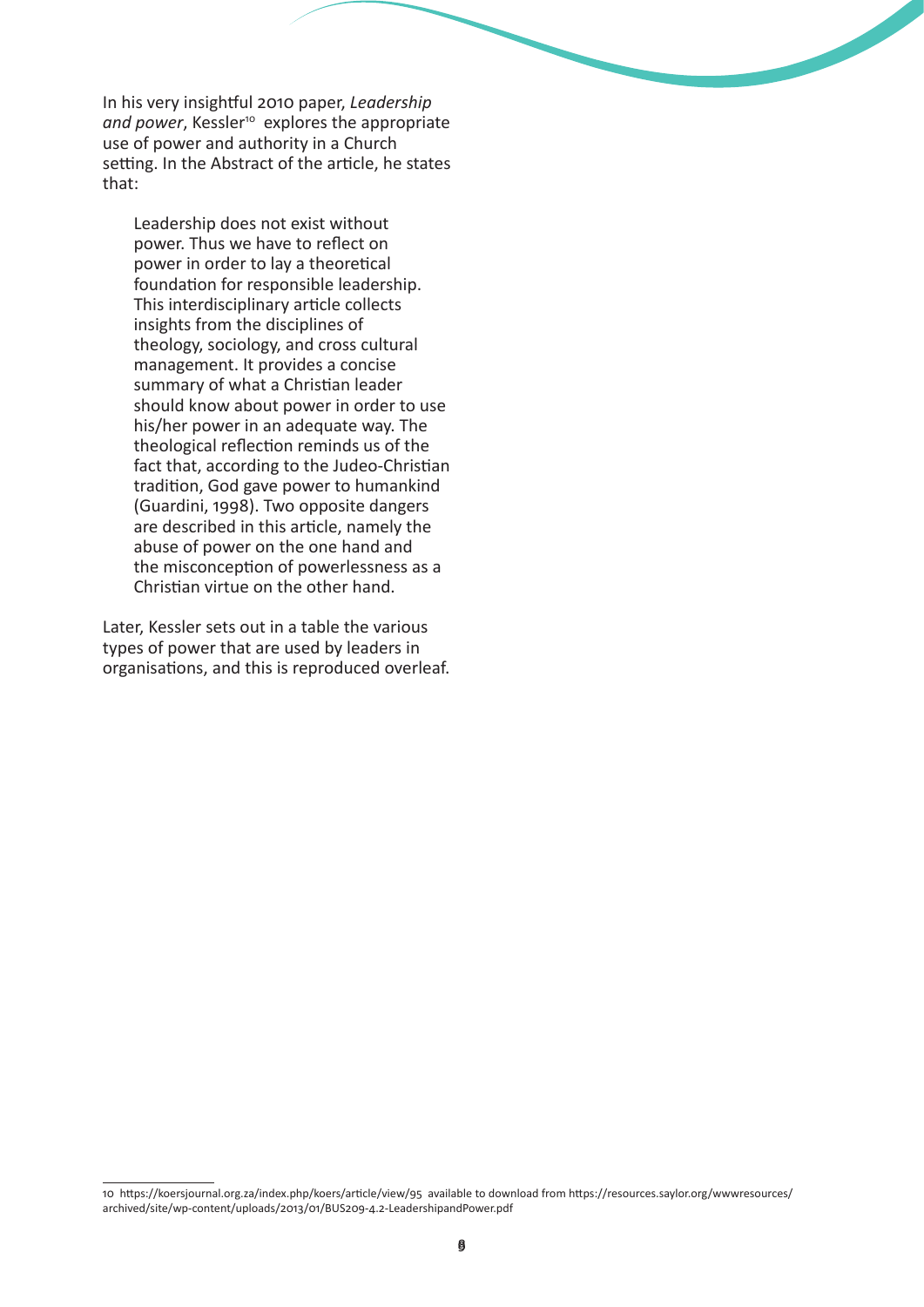In his very insightful 2010 paper, *Leadership and power*, Kessler[10] explores the appropriate use of power and authority in a Church setting. In the Abstract of the article, he states that:

> Leadership does not exist without power. Thus we have to reflect on power in order to lay a theoretical foundation for responsible leadership. This interdisciplinary article collects insights from the disciplines of theology, sociology, and cross cultural management. It provides a concise summary of what a Christian leader should know about power in order to use his/her power in an adequate way. The theological reflection reminds us of the fact that, according to the Judeo-Christian tradition, God gave power to humankind (Guardini, 1998). Two opposite dangers are described in this article, namely the abuse of power on the one hand and the misconception of powerlessness as a Christian virtue on the other hand.

Later, Kessler sets out in a table the various types of power that are used by leaders in organisations, and this is reproduced overleaf.

---

10 https://koersjournal.org.za/index.php/koers/article/view/95 available to download from https://resources.saylor.org/wwwresources/archived/site/wp-content/uploads/2013/01/BUS209-4.2-LeadershipandPower.pdf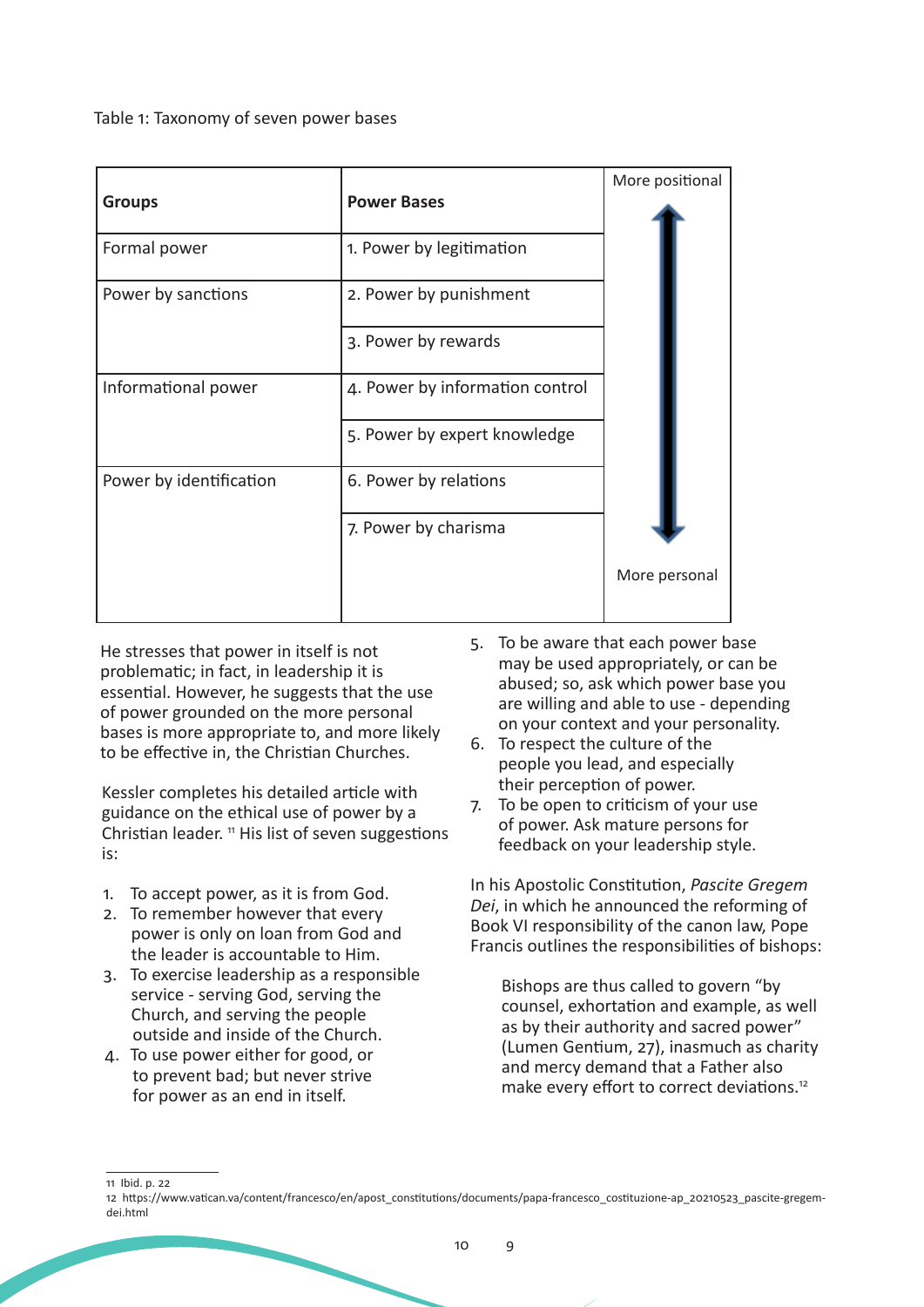Table 1: Taxonomy of seven power bases

| Groups | Power Bases | More positional ↕ More personal |
|---|---|---|
| Formal power | 1. Power by legitimation | |
| Power by sanctions | 2. Power by punishment | |
| | 3. Power by rewards | |
| Informational power | 4. Power by information control | |
| | 5. Power by expert knowledge | |
| Power by identification | 6. Power by relations | |
| | 7. Power by charisma | |

He stresses that power in itself is not problematic; in fact, in leadership it is essential. However, he suggests that the use of power grounded on the more personal bases is more appropriate to, and more likely to be effective in, the Christian Churches.

Kessler completes his detailed article with guidance on the ethical use of power by a Christian leader. [11] His list of seven suggestions is:

1. To accept power, as it is from God.
2. To remember however that every power is only on loan from God and the leader is accountable to Him.
3. To exercise leadership as a responsible service - serving God, serving the Church, and serving the people outside and inside of the Church.
4. To use power either for good, or to prevent bad; but never strive for power as an end in itself.
5. To be aware that each power base may be used appropriately, or can be abused; so, ask which power base you are willing and able to use - depending on your context and your personality.
6. To respect the culture of the people you lead, and especially their perception of power.
7. To be open to criticism of your use of power. Ask mature persons for feedback on your leadership style.

In his Apostolic Constitution, *Pascite Gregem Dei*, in which he announced the reforming of Book VI responsibility of the canon law, Pope Francis outlines the responsibilities of bishops:

> Bishops are thus called to govern "by counsel, exhortation and example, as well as by their authority and sacred power" (Lumen Gentium, 27), inasmuch as charity and mercy demand that a Father also make every effort to correct deviations.[12]

---

11 Ibid. p. 22

12 https://www.vatican.va/content/francesco/en/apost_constitutions/documents/papa-francesco_costituzione-ap_20210523_pascite-gregem-dei.html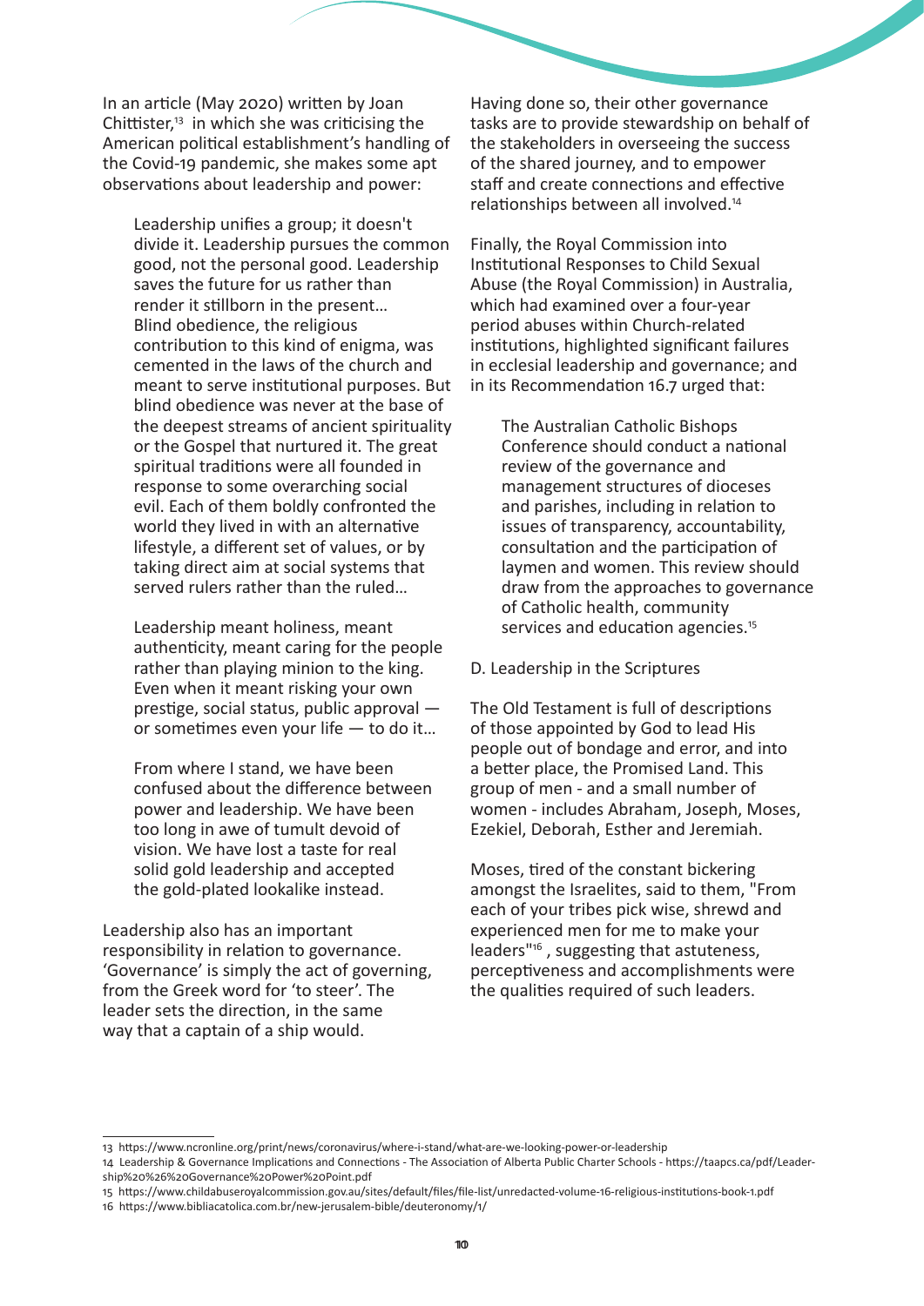In an article (May 2020) written by Joan Chittister,[13] in which she was criticising the American political establishment's handling of the Covid-19 pandemic, she makes some apt observations about leadership and power:

> Leadership unifies a group; it doesn't divide it. Leadership pursues the common good, not the personal good. Leadership saves the future for us rather than render it stillborn in the present… Blind obedience, the religious contribution to this kind of enigma, was cemented in the laws of the church and meant to serve institutional purposes. But blind obedience was never at the base of the deepest streams of ancient spirituality or the Gospel that nurtured it. The great spiritual traditions were all founded in response to some overarching social evil. Each of them boldly confronted the world they lived in with an alternative lifestyle, a different set of values, or by taking direct aim at social systems that served rulers rather than the ruled…
>
> Leadership meant holiness, meant authenticity, meant caring for the people rather than playing minion to the king. Even when it meant risking your own prestige, social status, public approval — or sometimes even your life — to do it…
>
> From where I stand, we have been confused about the difference between power and leadership. We have been too long in awe of tumult devoid of vision. We have lost a taste for real solid gold leadership and accepted the gold-plated lookalike instead.

Leadership also has an important responsibility in relation to governance. 'Governance' is simply the act of governing, from the Greek word for 'to steer'. The leader sets the direction, in the same way that a captain of a ship would.

Having done so, their other governance tasks are to provide stewardship on behalf of the stakeholders in overseeing the success of the shared journey, and to empower staff and create connections and effective relationships between all involved.[14]

Finally, the Royal Commission into Institutional Responses to Child Sexual Abuse (the Royal Commission) in Australia, which had examined over a four-year period abuses within Church-related institutions, highlighted significant failures in ecclesial leadership and governance; and in its Recommendation 16.7 urged that:

> The Australian Catholic Bishops Conference should conduct a national review of the governance and management structures of dioceses and parishes, including in relation to issues of transparency, accountability, consultation and the participation of laymen and women. This review should draw from the approaches to governance of Catholic health, community services and education agencies.[15]

## D. Leadership in the Scriptures

The Old Testament is full of descriptions of those appointed by God to lead His people out of bondage and error, and into a better place, the Promised Land. This group of men - and a small number of women - includes Abraham, Joseph, Moses, Ezekiel, Deborah, Esther and Jeremiah.

Moses, tired of the constant bickering amongst the Israelites, said to them, "From each of your tribes pick wise, shrewd and experienced men for me to make your leaders"[16], suggesting that astuteness, perceptiveness and accomplishments were the qualities required of such leaders.

---

13 https://www.ncronline.org/print/news/coronavirus/where-i-stand/what-are-we-looking-power-or-leadership

14 Leadership & Governance Implications and Connections - The Association of Alberta Public Charter Schools - https://taapcs.ca/pdf/Leadership%20%26%20Governance%20Power%20Point.pdf

15 https://www.childabuseroyalcommission.gov.au/sites/default/files/file-list/unredacted-volume-16-religious-institutions-book-1.pdf

16 https://www.bibliacatolica.com.br/new-jerusalem-bible/deuteronomy/1/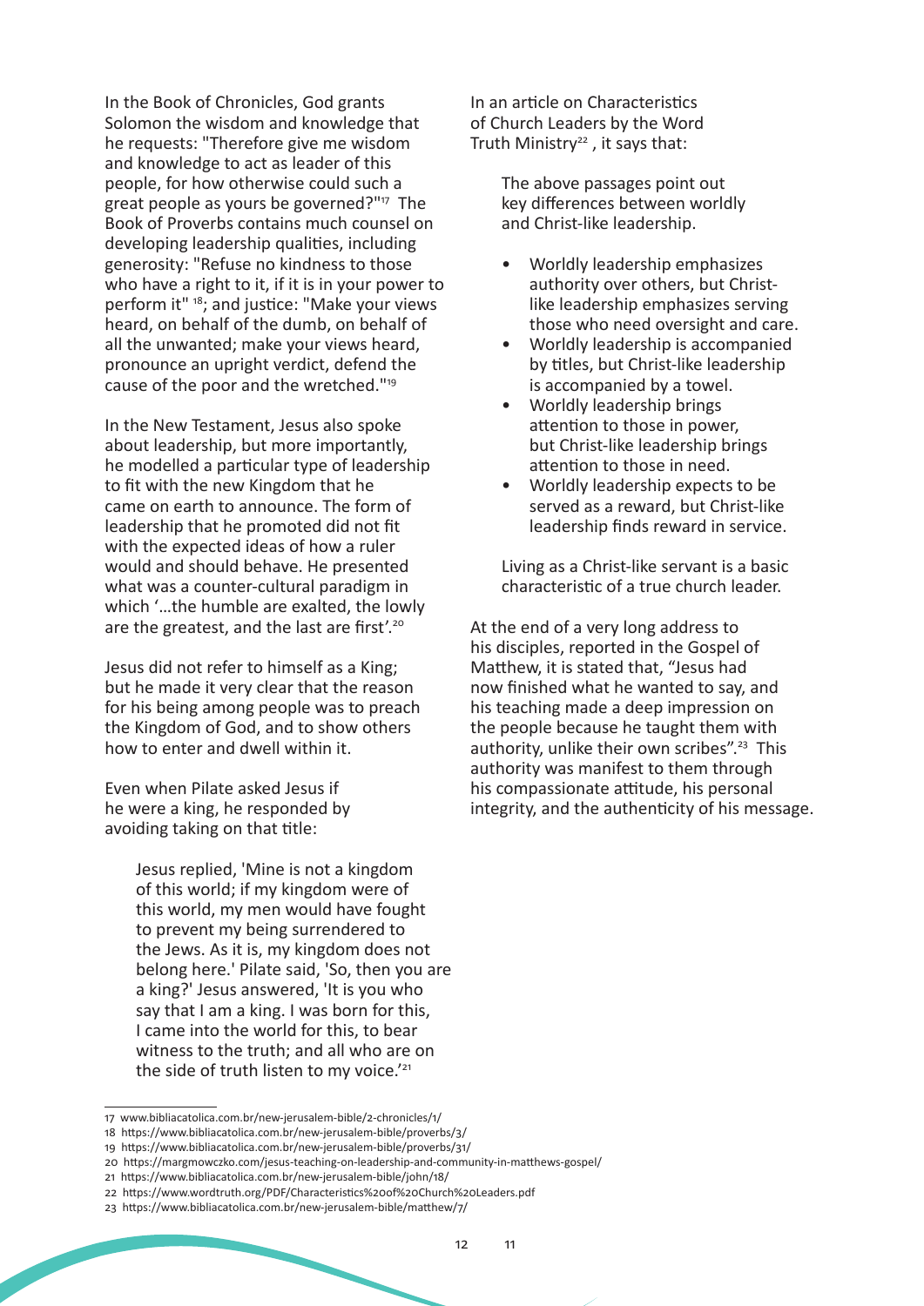In the Book of Chronicles, God grants Solomon the wisdom and knowledge that he requests: "Therefore give me wisdom and knowledge to act as leader of this people, for how otherwise could such a great people as yours be governed?"[17] The Book of Proverbs contains much counsel on developing leadership qualities, including generosity: "Refuse no kindness to those who have a right to it, if it is in your power to perform it" [18]; and justice: "Make your views heard, on behalf of the dumb, on behalf of all the unwanted; make your views heard, pronounce an upright verdict, defend the cause of the poor and the wretched."[19]

In the New Testament, Jesus also spoke about leadership, but more importantly, he modelled a particular type of leadership to fit with the new Kingdom that he came on earth to announce. The form of leadership that he promoted did not fit with the expected ideas of how a ruler would and should behave. He presented what was a counter-cultural paradigm in which '…the humble are exalted, the lowly are the greatest, and the last are first'.[20]

Jesus did not refer to himself as a King; but he made it very clear that the reason for his being among people was to preach the Kingdom of God, and to show others how to enter and dwell within it.

Even when Pilate asked Jesus if he were a king, he responded by avoiding taking on that title:

> Jesus replied, 'Mine is not a kingdom of this world; if my kingdom were of this world, my men would have fought to prevent my being surrendered to the Jews. As it is, my kingdom does not belong here.' Pilate said, 'So, then you are a king?' Jesus answered, 'It is you who say that I am a king. I was born for this, I came into the world for this, to bear witness to the truth; and all who are on the side of truth listen to my voice.'[21]

In an article on Characteristics of Church Leaders by the Word Truth Ministry[22], it says that:

> The above passages point out key differences between worldly and Christ-like leadership.
>
> - Worldly leadership emphasizes authority over others, but Christ-like leadership emphasizes serving those who need oversight and care.
> - Worldly leadership is accompanied by titles, but Christ-like leadership is accompanied by a towel.
> - Worldly leadership brings attention to those in power, but Christ-like leadership brings attention to those in need.
> - Worldly leadership expects to be served as a reward, but Christ-like leadership finds reward in service.
>
> Living as a Christ-like servant is a basic characteristic of a true church leader.

At the end of a very long address to his disciples, reported in the Gospel of Matthew, it is stated that, "Jesus had now finished what he wanted to say, and his teaching made a deep impression on the people because he taught them with authority, unlike their own scribes".[23] This authority was manifest to them through his compassionate attitude, his personal integrity, and the authenticity of his message.

---

17 www.bibliacatolica.com.br/new-jerusalem-bible/2-chronicles/1/

18 https://www.bibliacatolica.com.br/new-jerusalem-bible/proverbs/3/

19 https://www.bibliacatolica.com.br/new-jerusalem-bible/proverbs/31/

20 https://margmowczko.com/jesus-teaching-on-leadership-and-community-in-matthews-gospel/

21 https://www.bibliacatolica.com.br/new-jerusalem-bible/john/18/

22 https://www.wordtruth.org/PDF/Characteristics%20of%20Church%20Leaders.pdf

23 https://www.bibliacatolica.com.br/new-jerusalem-bible/matthew/7/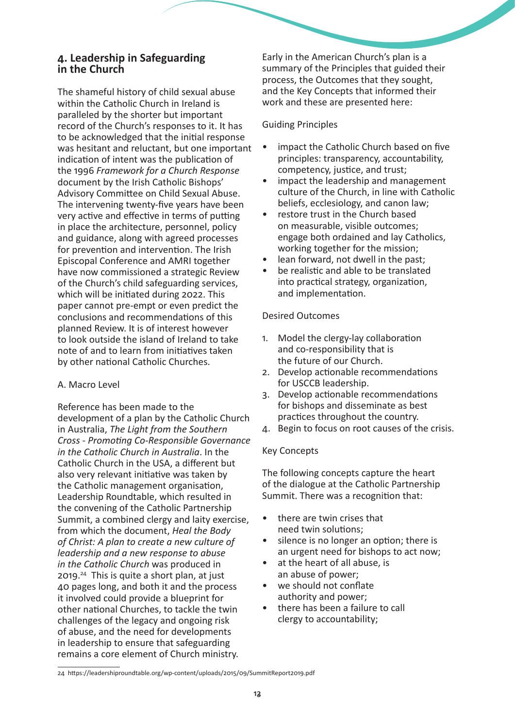## 4. Leadership in Safeguarding in the Church

The shameful history of child sexual abuse within the Catholic Church in Ireland is paralleled by the shorter but important record of the Church's responses to it. It has to be acknowledged that the initial response was hesitant and reluctant, but one important indication of intent was the publication of the 1996 *Framework for a Church Response* document by the Irish Catholic Bishops' Advisory Committee on Child Sexual Abuse. The intervening twenty-five years have been very active and effective in terms of putting in place the architecture, personnel, policy and guidance, along with agreed processes for prevention and intervention. The Irish Episcopal Conference and AMRI together have now commissioned a strategic Review of the Church's child safeguarding services, which will be initiated during 2022. This paper cannot pre-empt or even predict the conclusions and recommendations of this planned Review. It is of interest however to look outside the island of Ireland to take note of and to learn from initiatives taken by other national Catholic Churches.

A. Macro Level

Reference has been made to the development of a plan by the Catholic Church in Australia, *The Light from the Southern Cross - Promoting Co-Responsible Governance in the Catholic Church in Australia*. In the Catholic Church in the USA, a different but also very relevant initiative was taken by the Catholic management organisation, Leadership Roundtable, which resulted in the convening of the Catholic Partnership Summit, a combined clergy and laity exercise, from which the document, *Heal the Body of Christ: A plan to create a new culture of leadership and a new response to abuse in the Catholic Church* was produced in 2019.[24] This is quite a short plan, at just 40 pages long, and both it and the process it involved could provide a blueprint for other national Churches, to tackle the twin challenges of the legacy and ongoing risk of abuse, and the need for developments in leadership to ensure that safeguarding remains a core element of Church ministry.

Early in the American Church's plan is a summary of the Principles that guided their process, the Outcomes that they sought, and the Key Concepts that informed their work and these are presented here:

Guiding Principles

- impact the Catholic Church based on five principles: transparency, accountability, competency, justice, and trust;
- impact the leadership and management culture of the Church, in line with Catholic beliefs, ecclesiology, and canon law;
- restore trust in the Church based on measurable, visible outcomes; engage both ordained and lay Catholics, working together for the mission;
- lean forward, not dwell in the past;
- be realistic and able to be translated into practical strategy, organization, and implementation.

Desired Outcomes

1. Model the clergy-lay collaboration and co-responsibility that is the future of our Church.
2. Develop actionable recommendations for USCCB leadership.
3. Develop actionable recommendations for bishops and disseminate as best practices throughout the country.
4. Begin to focus on root causes of the crisis.

Key Concepts

The following concepts capture the heart of the dialogue at the Catholic Partnership Summit. There was a recognition that:

- there are twin crises that need twin solutions;
- silence is no longer an option; there is an urgent need for bishops to act now;
- at the heart of all abuse, is an abuse of power;
- we should not conflate authority and power;
- there has been a failure to call clergy to accountability;

24 https://leadershiproundtable.org/wp-content/uploads/2015/09/SummitReport2019.pdf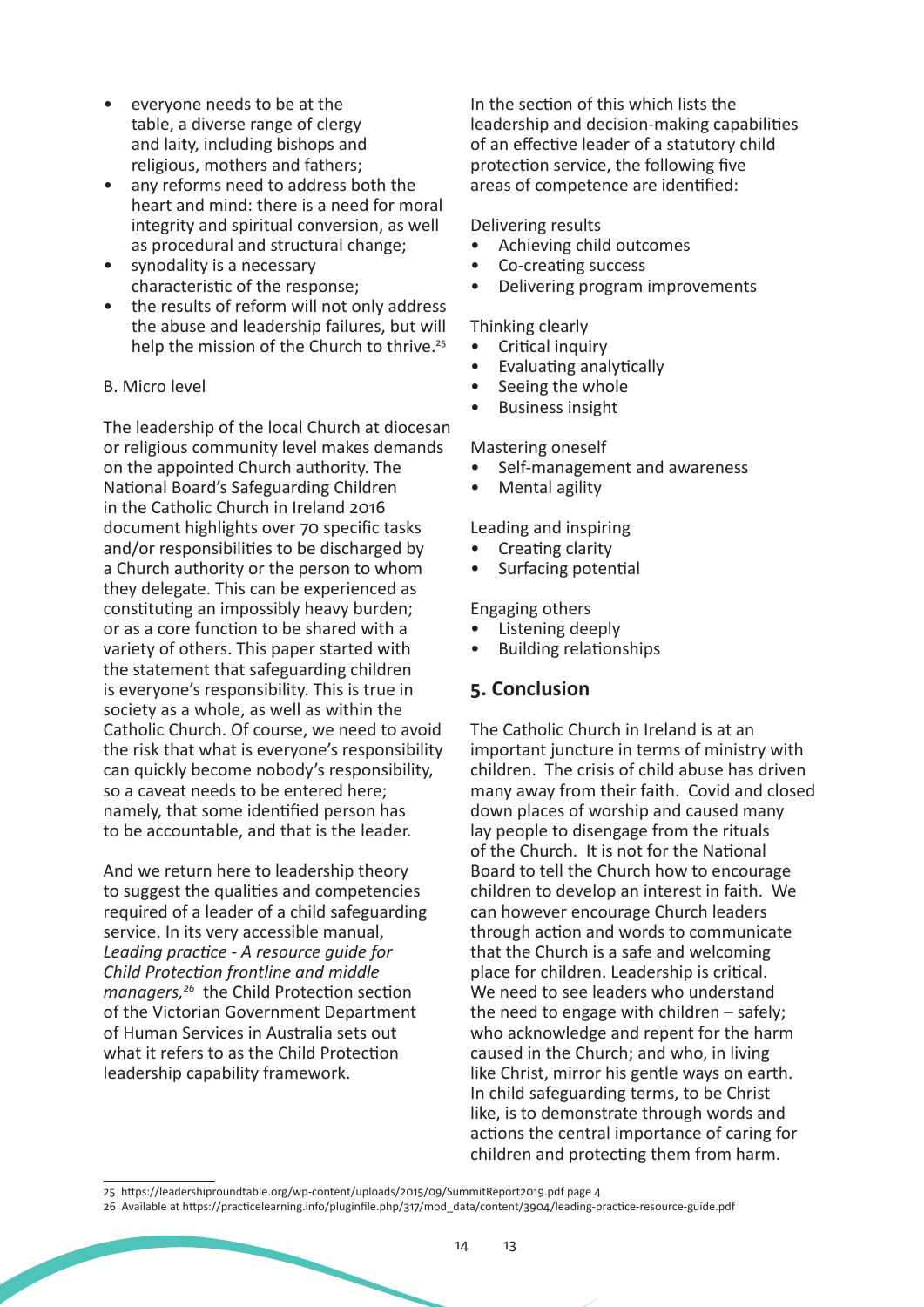- everyone needs to be at the table, a diverse range of clergy and laity, including bishops and religious, mothers and fathers;
- any reforms need to address both the heart and mind: there is a need for moral integrity and spiritual conversion, as well as procedural and structural change;
- synodality is a necessary characteristic of the response;
- the results of reform will not only address the abuse and leadership failures, but will help the mission of the Church to thrive.[25]

B. Micro level

The leadership of the local Church at diocesan or religious community level makes demands on the appointed Church authority. The National Board's Safeguarding Children in the Catholic Church in Ireland 2016 document highlights over 70 specific tasks and/or responsibilities to be discharged by a Church authority or the person to whom they delegate. This can be experienced as constituting an impossibly heavy burden; or as a core function to be shared with a variety of others. This paper started with the statement that safeguarding children is everyone's responsibility. This is true in society as a whole, as well as within the Catholic Church. Of course, we need to avoid the risk that what is everyone's responsibility can quickly become nobody's responsibility, so a caveat needs to be entered here; namely, that some identified person has to be accountable, and that is the leader.

And we return here to leadership theory to suggest the qualities and competencies required of a leader of a child safeguarding service. In its very accessible manual, *Leading practice - A resource guide for Child Protection frontline and middle managers,*[26] the Child Protection section of the Victorian Government Department of Human Services in Australia sets out what it refers to as the Child Protection leadership capability framework.

In the section of this which lists the leadership and decision-making capabilities of an effective leader of a statutory child protection service, the following five areas of competence are identified:

Delivering results
- Achieving child outcomes
- Co-creating success
- Delivering program improvements

Thinking clearly
- Critical inquiry
- Evaluating analytically
- Seeing the whole
- Business insight

Mastering oneself
- Self-management and awareness
- Mental agility

Leading and inspiring
- Creating clarity
- Surfacing potential

Engaging others
- Listening deeply
- Building relationships

## 5. Conclusion

The Catholic Church in Ireland is at an important juncture in terms of ministry with children. The crisis of child abuse has driven many away from their faith. Covid and closed down places of worship and caused many lay people to disengage from the rituals of the Church. It is not for the National Board to tell the Church how to encourage children to develop an interest in faith. We can however encourage Church leaders through action and words to communicate that the Church is a safe and welcoming place for children. Leadership is critical. We need to see leaders who understand the need to engage with children – safely; who acknowledge and repent for the harm caused in the Church; and who, in living like Christ, mirror his gentle ways on earth. In child safeguarding terms, to be Christ like, is to demonstrate through words and actions the central importance of caring for children and protecting them from harm.

---

25 https://leadershiproundtable.org/wp-content/uploads/2015/09/SummitReport2019.pdf page 4

26 Available at https://practicelearning.info/pluginfile.php/317/mod_data/content/3904/leading-practice-resource-guide.pdf